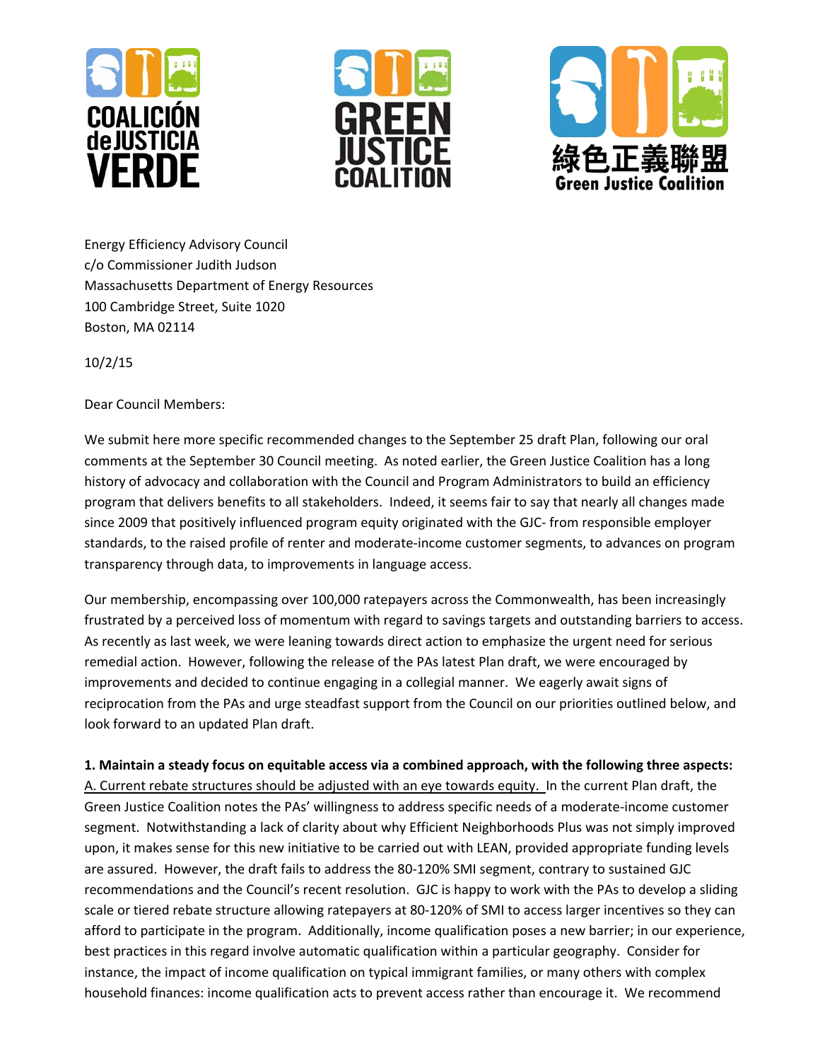COALICIÓN de JUSTICIA VERDE

GREEN JUSTICE COALITION

綠色正義聯盟 Green Justice Coalition

Energy Efficiency Advisory Council
c/o Commissioner Judith Judson
Massachusetts Department of Energy Resources
100 Cambridge Street, Suite 1020
Boston, MA 02114

10/2/15

Dear Council Members:

We submit here more specific recommended changes to the September 25 draft Plan, following our oral comments at the September 30 Council meeting. As noted earlier, the Green Justice Coalition has a long history of advocacy and collaboration with the Council and Program Administrators to build an efficiency program that delivers benefits to all stakeholders. Indeed, it seems fair to say that nearly all changes made since 2009 that positively influenced program equity originated with the GJC- from responsible employer standards, to the raised profile of renter and moderate-income customer segments, to advances on program transparency through data, to improvements in language access.

Our membership, encompassing over 100,000 ratepayers across the Commonwealth, has been increasingly frustrated by a perceived loss of momentum with regard to savings targets and outstanding barriers to access. As recently as last week, we were leaning towards direct action to emphasize the urgent need for serious remedial action. However, following the release of the PAs latest Plan draft, we were encouraged by improvements and decided to continue engaging in a collegial manner. We eagerly await signs of reciprocation from the PAs and urge steadfast support from the Council on our priorities outlined below, and look forward to an updated Plan draft.

**1. Maintain a steady focus on equitable access via a combined approach, with the following three aspects:**

A. Current rebate structures should be adjusted with an eye towards equity. In the current Plan draft, the Green Justice Coalition notes the PAs' willingness to address specific needs of a moderate-income customer segment. Notwithstanding a lack of clarity about why Efficient Neighborhoods Plus was not simply improved upon, it makes sense for this new initiative to be carried out with LEAN, provided appropriate funding levels are assured. However, the draft fails to address the 80-120% SMI segment, contrary to sustained GJC recommendations and the Council's recent resolution. GJC is happy to work with the PAs to develop a sliding scale or tiered rebate structure allowing ratepayers at 80-120% of SMI to access larger incentives so they can afford to participate in the program. Additionally, income qualification poses a new barrier; in our experience, best practices in this regard involve automatic qualification within a particular geography. Consider for instance, the impact of income qualification on typical immigrant families, or many others with complex household finances: income qualification acts to prevent access rather than encourage it. We recommend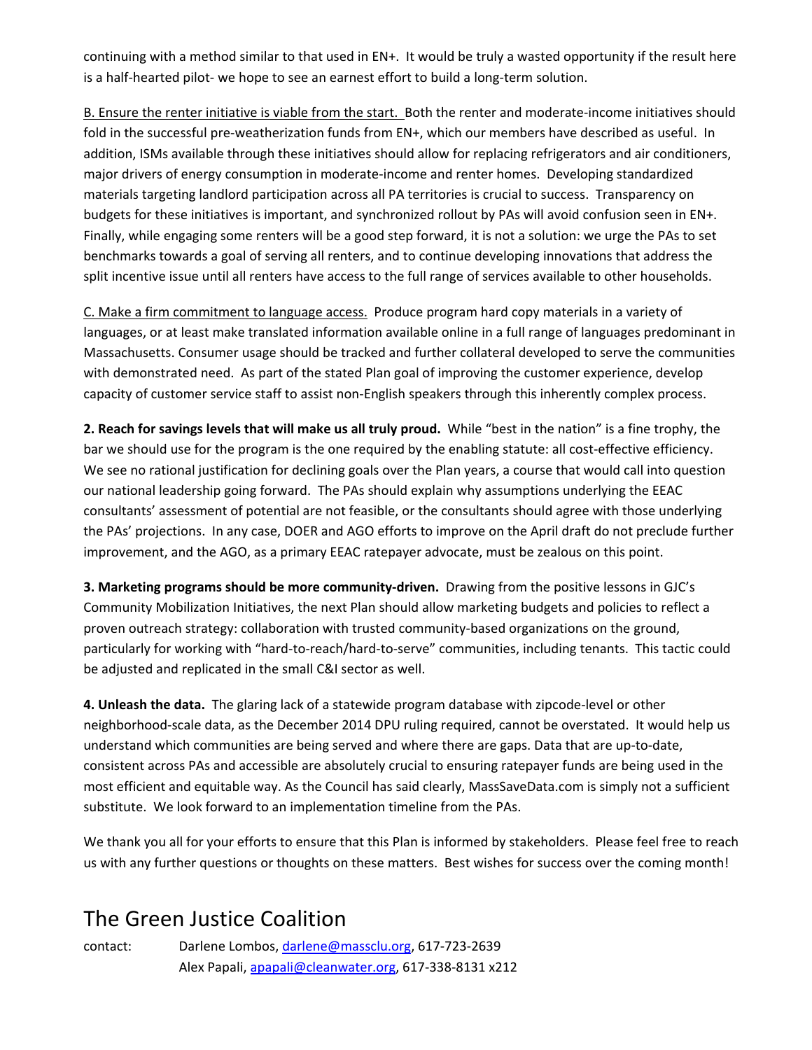continuing with a method similar to that used in EN+. It would be truly a wasted opportunity if the result here is a half-hearted pilot- we hope to see an earnest effort to build a long-term solution.

B. Ensure the renter initiative is viable from the start. Both the renter and moderate-income initiatives should fold in the successful pre-weatherization funds from EN+, which our members have described as useful. In addition, ISMs available through these initiatives should allow for replacing refrigerators and air conditioners, major drivers of energy consumption in moderate-income and renter homes. Developing standardized materials targeting landlord participation across all PA territories is crucial to success. Transparency on budgets for these initiatives is important, and synchronized rollout by PAs will avoid confusion seen in EN+. Finally, while engaging some renters will be a good step forward, it is not a solution: we urge the PAs to set benchmarks towards a goal of serving all renters, and to continue developing innovations that address the split incentive issue until all renters have access to the full range of services available to other households.

C. Make a firm commitment to language access. Produce program hard copy materials in a variety of languages, or at least make translated information available online in a full range of languages predominant in Massachusetts. Consumer usage should be tracked and further collateral developed to serve the communities with demonstrated need. As part of the stated Plan goal of improving the customer experience, develop capacity of customer service staff to assist non-English speakers through this inherently complex process.

**2. Reach for savings levels that will make us all truly proud.** While "best in the nation" is a fine trophy, the bar we should use for the program is the one required by the enabling statute: all cost-effective efficiency. We see no rational justification for declining goals over the Plan years, a course that would call into question our national leadership going forward. The PAs should explain why assumptions underlying the EEAC consultants' assessment of potential are not feasible, or the consultants should agree with those underlying the PAs' projections. In any case, DOER and AGO efforts to improve on the April draft do not preclude further improvement, and the AGO, as a primary EEAC ratepayer advocate, must be zealous on this point.

**3. Marketing programs should be more community-driven.** Drawing from the positive lessons in GJC's Community Mobilization Initiatives, the next Plan should allow marketing budgets and policies to reflect a proven outreach strategy: collaboration with trusted community-based organizations on the ground, particularly for working with "hard-to-reach/hard-to-serve" communities, including tenants. This tactic could be adjusted and replicated in the small C&I sector as well.

**4. Unleash the data.** The glaring lack of a statewide program database with zipcode-level or other neighborhood-scale data, as the December 2014 DPU ruling required, cannot be overstated. It would help us understand which communities are being served and where there are gaps. Data that are up-to-date, consistent across PAs and accessible are absolutely crucial to ensuring ratepayer funds are being used in the most efficient and equitable way. As the Council has said clearly, MassSaveData.com is simply not a sufficient substitute. We look forward to an implementation timeline from the PAs.

We thank you all for your efforts to ensure that this Plan is informed by stakeholders. Please feel free to reach us with any further questions or thoughts on these matters. Best wishes for success over the coming month!

# The Green Justice Coalition

contact: Darlene Lombos, darlene@massclu.org, 617-723-2639
Alex Papali, apapali@cleanwater.org, 617-338-8131 x212